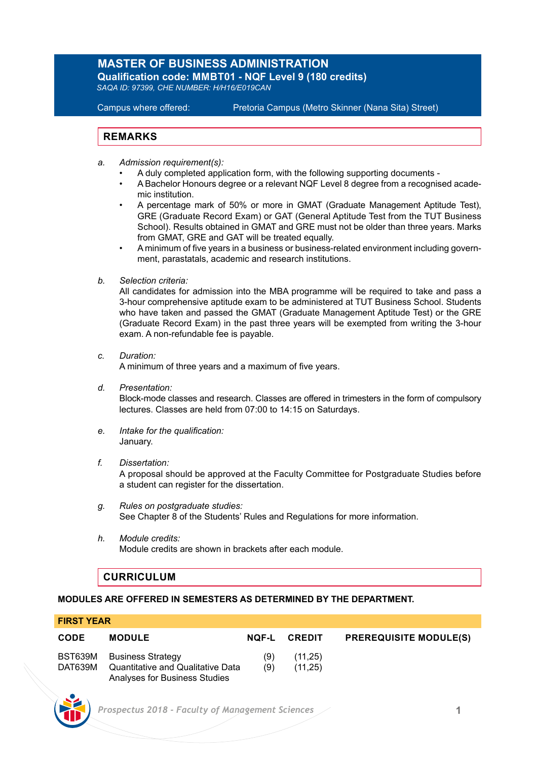# MASTER OF BUSINESS ADMINISTRATION

**Qualification code: MMBT01 - NQF Level 9 (180 credits)**

*SAQA ID: 97399, CHE NUMBER: H/H16/E019CAN*

Campus where offered: Pretoria Campus (Metro Skinner (Nana Sita) Street)

## REMARKS

a. *Admission requirement(s):*
   - A duly completed application form, with the following supporting documents -
   - A Bachelor Honours degree or a relevant NQF Level 8 degree from a recognised academic institution.
   - A percentage mark of 50% or more in GMAT (Graduate Management Aptitude Test), GRE (Graduate Record Exam) or GAT (General Aptitude Test from the TUT Business School). Results obtained in GMAT and GRE must not be older than three years. Marks from GMAT, GRE and GAT will be treated equally.
   - A minimum of five years in a business or business-related environment including government, parastatals, academic and research institutions.

b. *Selection criteria:*
   All candidates for admission into the MBA programme will be required to take and pass a 3-hour comprehensive aptitude exam to be administered at TUT Business School. Students who have taken and passed the GMAT (Graduate Management Aptitude Test) or the GRE (Graduate Record Exam) in the past three years will be exempted from writing the 3-hour exam. A non-refundable fee is payable.

c. *Duration:*
   A minimum of three years and a maximum of five years.

d. *Presentation:*
   Block-mode classes and research. Classes are offered in trimesters in the form of compulsory lectures. Classes are held from 07:00 to 14:15 on Saturdays.

e. *Intake for the qualification:*
   January.

f. *Dissertation:*
   A proposal should be approved at the Faculty Committee for Postgraduate Studies before a student can register for the dissertation.

g. *Rules on postgraduate studies:*
   See Chapter 8 of the Students' Rules and Regulations for more information.

h. *Module credits:*
   Module credits are shown in brackets after each module.

## CURRICULUM

**MODULES ARE OFFERED IN SEMESTERS AS DETERMINED BY THE DEPARTMENT.**

### FIRST YEAR

| CODE | MODULE | NQF-L | CREDIT | PREREQUISITE MODULE(S) |
|---|---|---|---|---|
| BST639M | Business Strategy | (9) | (11,25) | |
| DAT639M | Quantitative and Qualitative Data Analyses for Business Studies | (9) | (11,25) | |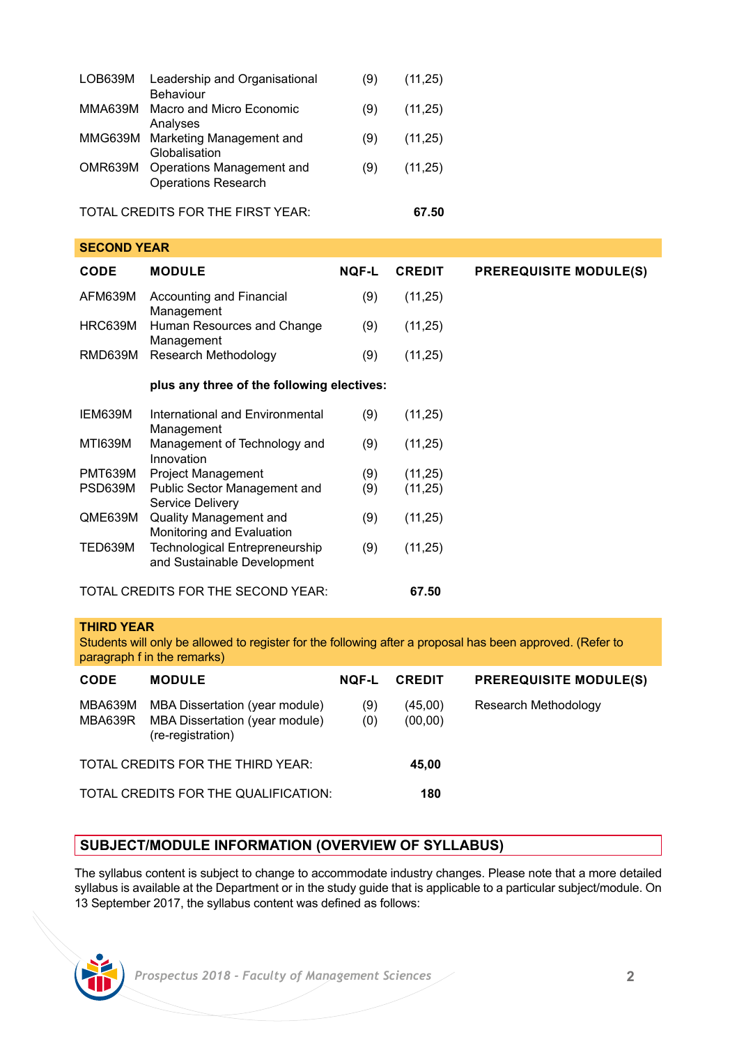| | | | |
|---|---|---|---|
| LOB639M | Leadership and Organisational Behaviour | (9) | (11,25) |
| MMA639M | Macro and Micro Economic Analyses | (9) | (11,25) |
| MMG639M | Marketing Management and Globalisation | (9) | (11,25) |
| OMR639M | Operations Management and Operations Research | (9) | (11,25) |

TOTAL CREDITS FOR THE FIRST YEAR: **67.50**

## SECOND YEAR

| CODE | MODULE | NQF-L | CREDIT | PREREQUISITE MODULE(S) |
|---|---|---|---|---|
| AFM639M | Accounting and Financial Management | (9) | (11,25) | |
| HRC639M | Human Resources and Change Management | (9) | (11,25) | |
| RMD639M | Research Methodology | (9) | (11,25) | |
| | **plus any three of the following electives:** | | | |
| IEM639M | International and Environmental Management | (9) | (11,25) | |
| MTI639M | Management of Technology and Innovation | (9) | (11,25) | |
| PMT639M | Project Management | (9) | (11,25) | |
| PSD639M | Public Sector Management and Service Delivery | (9) | (11,25) | |
| QME639M | Quality Management and Monitoring and Evaluation | (9) | (11,25) | |
| TED639M | Technological Entrepreneurship and Sustainable Development | (9) | (11,25) | |

TOTAL CREDITS FOR THE SECOND YEAR: **67.50**

## THIRD YEAR

Students will only be allowed to register for the following after a proposal has been approved. (Refer to paragraph f in the remarks)

| CODE | MODULE | NQF-L | CREDIT | PREREQUISITE MODULE(S) |
|---|---|---|---|---|
| MBA639M | MBA Dissertation (year module) | (9) | (45,00) | Research Methodology |
| MBA639R | MBA Dissertation (year module) (re-registration) | (0) | (00,00) | |

TOTAL CREDITS FOR THE THIRD YEAR: **45,00**

TOTAL CREDITS FOR THE QUALIFICATION: **180**

## SUBJECT/MODULE INFORMATION (OVERVIEW OF SYLLABUS)

The syllabus content is subject to change to accommodate industry changes. Please note that a more detailed syllabus is available at the Department or in the study guide that is applicable to a particular subject/module. On 13 September 2017, the syllabus content was defined as follows: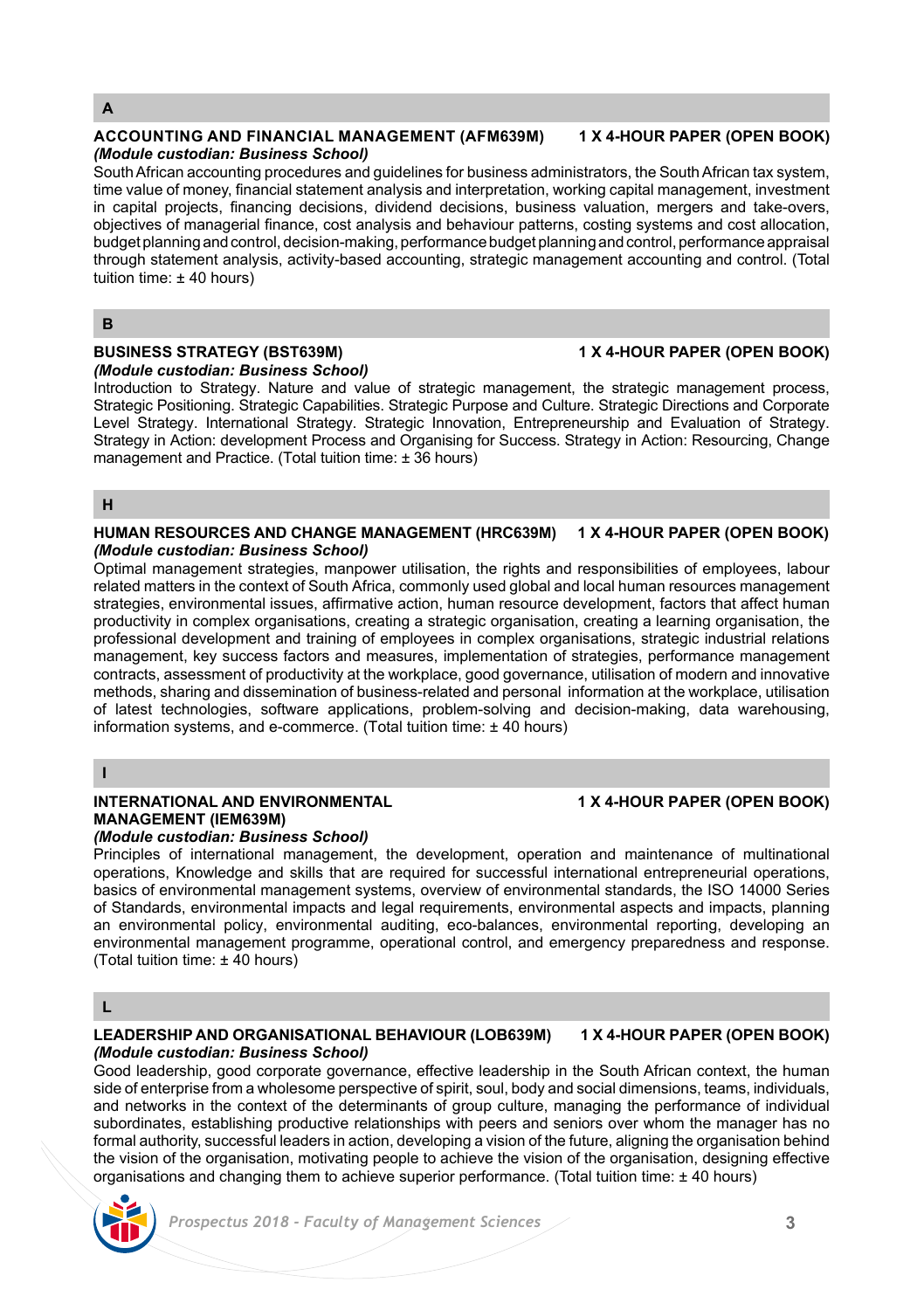## A

### ACCOUNTING AND FINANCIAL MANAGEMENT (AFM639M) — 1 X 4-HOUR PAPER (OPEN BOOK)

***(Module custodian: Business School)***

South African accounting procedures and guidelines for business administrators, the South African tax system, time value of money, financial statement analysis and interpretation, working capital management, investment in capital projects, financing decisions, dividend decisions, business valuation, mergers and take-overs, objectives of managerial finance, cost analysis and behaviour patterns, costing systems and cost allocation, budget planning and control, decision-making, performance budget planning and control, performance appraisal through statement analysis, activity-based accounting, strategic management accounting and control. (Total tuition time: ± 40 hours)

## B

### BUSINESS STRATEGY (BST639M) — 1 X 4-HOUR PAPER (OPEN BOOK)

***(Module custodian: Business School)***

Introduction to Strategy. Nature and value of strategic management, the strategic management process, Strategic Positioning. Strategic Capabilities. Strategic Purpose and Culture. Strategic Directions and Corporate Level Strategy. International Strategy. Strategic Innovation, Entrepreneurship and Evaluation of Strategy. Strategy in Action: development Process and Organising for Success. Strategy in Action: Resourcing, Change management and Practice. (Total tuition time: ± 36 hours)

## H

### HUMAN RESOURCES AND CHANGE MANAGEMENT (HRC639M) — 1 X 4-HOUR PAPER (OPEN BOOK)

***(Module custodian: Business School)***

Optimal management strategies, manpower utilisation, the rights and responsibilities of employees, labour related matters in the context of South Africa, commonly used global and local human resources management strategies, environmental issues, affirmative action, human resource development, factors that affect human productivity in complex organisations, creating a strategic organisation, creating a learning organisation, the professional development and training of employees in complex organisations, strategic industrial relations management, key success factors and measures, implementation of strategies, performance management contracts, assessment of productivity at the workplace, good governance, utilisation of modern and innovative methods, sharing and dissemination of business-related and personal information at the workplace, utilisation of latest technologies, software applications, problem-solving and decision-making, data warehousing, information systems, and e-commerce. (Total tuition time: ± 40 hours)

## I

### INTERNATIONAL AND ENVIRONMENTAL MANAGEMENT (IEM639M) — 1 X 4-HOUR PAPER (OPEN BOOK)

***(Module custodian: Business School)***

Principles of international management, the development, operation and maintenance of multinational operations, Knowledge and skills that are required for successful international entrepreneurial operations, basics of environmental management systems, overview of environmental standards, the ISO 14000 Series of Standards, environmental impacts and legal requirements, environmental aspects and impacts, planning an environmental policy, environmental auditing, eco-balances, environmental reporting, developing an environmental management programme, operational control, and emergency preparedness and response. (Total tuition time: ± 40 hours)

## L

### LEADERSHIP AND ORGANISATIONAL BEHAVIOUR (LOB639M) — 1 X 4-HOUR PAPER (OPEN BOOK)

***(Module custodian: Business School)***

Good leadership, good corporate governance, effective leadership in the South African context, the human side of enterprise from a wholesome perspective of spirit, soul, body and social dimensions, teams, individuals, and networks in the context of the determinants of group culture, managing the performance of individual subordinates, establishing productive relationships with peers and seniors over whom the manager has no formal authority, successful leaders in action, developing a vision of the future, aligning the organisation behind the vision of the organisation, motivating people to achieve the vision of the organisation, designing effective organisations and changing them to achieve superior performance. (Total tuition time: ± 40 hours)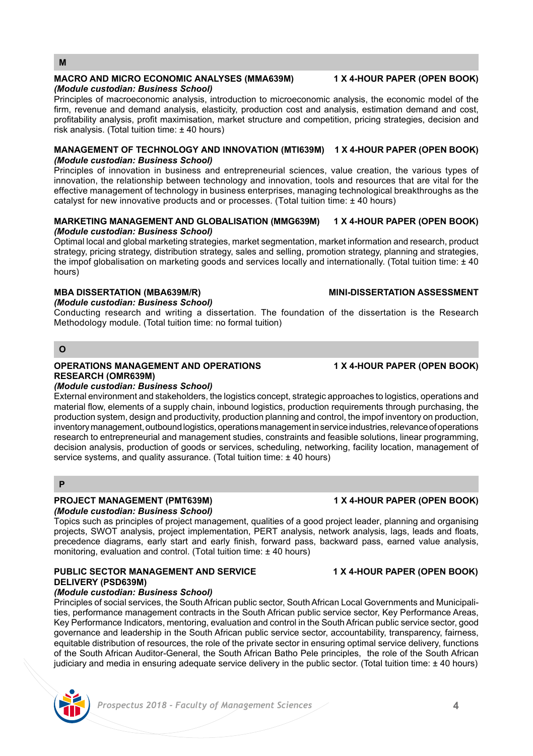## M

**MACRO AND MICRO ECONOMIC ANALYSES (MMA639M) 1 X 4-HOUR PAPER (OPEN BOOK)**
***(Module custodian: Business School)***
Principles of macroeconomic analysis, introduction to microeconomic analysis, the economic model of the firm, revenue and demand analysis, elasticity, production cost and analysis, estimation demand and cost, profitability analysis, profit maximisation, market structure and competition, pricing strategies, decision and risk analysis. (Total tuition time: ± 40 hours)

**MANAGEMENT OF TECHNOLOGY AND INNOVATION (MTI639M) 1 X 4-HOUR PAPER (OPEN BOOK)**
***(Module custodian: Business School)***
Principles of innovation in business and entrepreneurial sciences, value creation, the various types of innovation, the relationship between technology and innovation, tools and resources that are vital for the effective management of technology in business enterprises, managing technological breakthroughs as the catalyst for new innovative products and or processes. (Total tuition time: ± 40 hours)

**MARKETING MANAGEMENT AND GLOBALISATION (MMG639M) 1 X 4-HOUR PAPER (OPEN BOOK)**
***(Module custodian: Business School)***
Optimal local and global marketing strategies, market segmentation, market information and research, product strategy, pricing strategy, distribution strategy, sales and selling, promotion strategy, planning and strategies, the impof globalisation on marketing goods and services locally and internationally. (Total tuition time: ± 40 hours)

**MBA DISSERTATION (MBA639M/R) MINI-DISSERTATION ASSESSMENT**
***(Module custodian: Business School)***
Conducting research and writing a dissertation. The foundation of the dissertation is the Research Methodology module. (Total tuition time: no formal tuition)

## O

**OPERATIONS MANAGEMENT AND OPERATIONS RESEARCH (OMR639M) 1 X 4-HOUR PAPER (OPEN BOOK)**
***(Module custodian: Business School)***
External environment and stakeholders, the logistics concept, strategic approaches to logistics, operations and material flow, elements of a supply chain, inbound logistics, production requirements through purchasing, the production system, design and productivity, production planning and control, the impof inventory on production, inventory management, outbound logistics, operations management in service industries, relevance of operations research to entrepreneurial and management studies, constraints and feasible solutions, linear programming, decision analysis, production of goods or services, scheduling, networking, facility location, management of service systems, and quality assurance. (Total tuition time: ± 40 hours)

## P

**PROJECT MANAGEMENT (PMT639M) 1 X 4-HOUR PAPER (OPEN BOOK)**
***(Module custodian: Business School)***
Topics such as principles of project management, qualities of a good project leader, planning and organising projects, SWOT analysis, project implementation, PERT analysis, network analysis, lags, leads and floats, precedence diagrams, early start and early finish, forward pass, backward pass, earned value analysis, monitoring, evaluation and control. (Total tuition time: ± 40 hours)

**PUBLIC SECTOR MANAGEMENT AND SERVICE DELIVERY (PSD639M) 1 X 4-HOUR PAPER (OPEN BOOK)**
***(Module custodian: Business School)***
Principles of social services, the South African public sector, South African Local Governments and Municipalities, performance management contracts in the South African public service sector, Key Performance Areas, Key Performance Indicators, mentoring, evaluation and control in the South African public service sector, good governance and leadership in the South African public service sector, accountability, transparency, fairness, equitable distribution of resources, the role of the private sector in ensuring optimal service delivery, functions of the South African Auditor-General, the South African Batho Pele principles, the role of the South African judiciary and media in ensuring adequate service delivery in the public sector. (Total tuition time: ± 40 hours)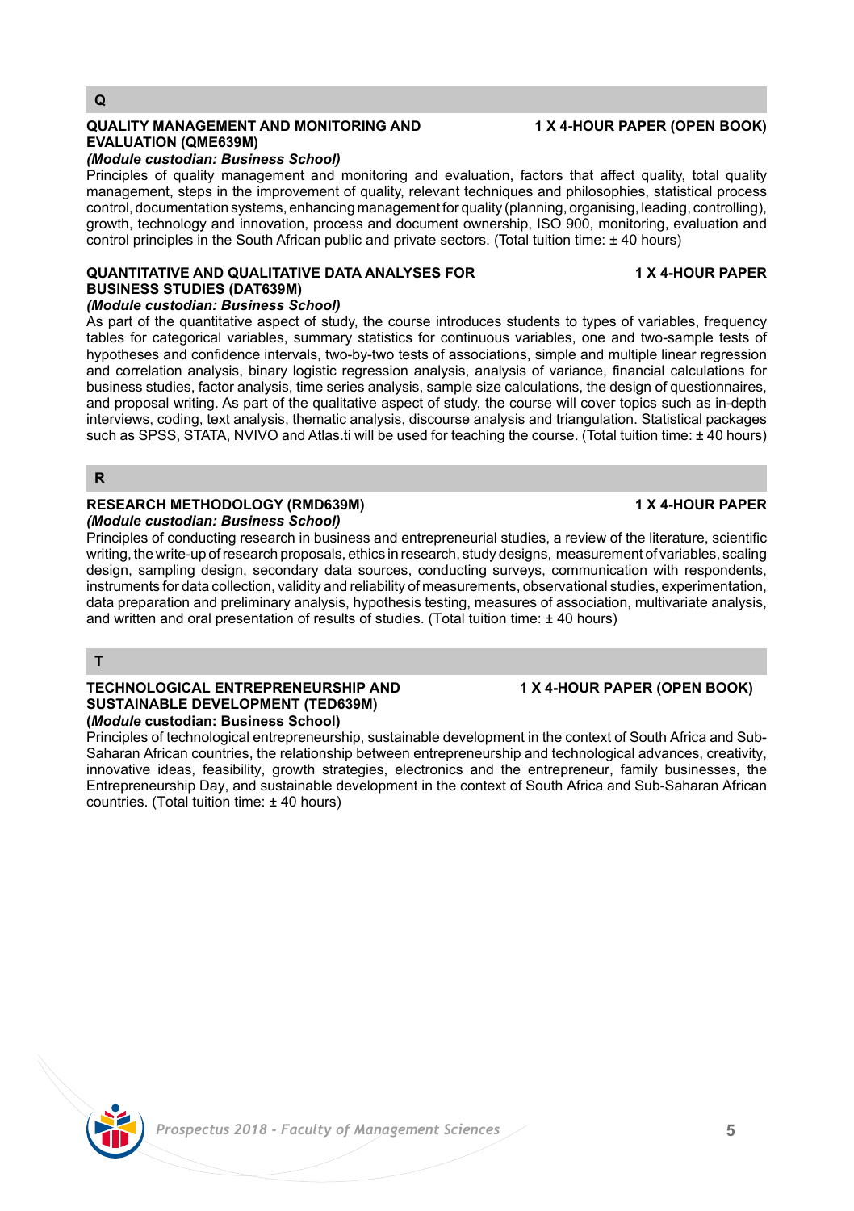## Q

### QUALITY MANAGEMENT AND MONITORING AND EVALUATION (QME639M) — 1 X 4-HOUR PAPER (OPEN BOOK)

***(Module custodian: Business School)***

Principles of quality management and monitoring and evaluation, factors that affect quality, total quality management, steps in the improvement of quality, relevant techniques and philosophies, statistical process control, documentation systems, enhancing management for quality (planning, organising, leading, controlling), growth, technology and innovation, process and document ownership, ISO 900, monitoring, evaluation and control principles in the South African public and private sectors. (Total tuition time: ± 40 hours)

### QUANTITATIVE AND QUALITATIVE DATA ANALYSES FOR BUSINESS STUDIES (DAT639M) — 1 X 4-HOUR PAPER

***(Module custodian: Business School)***

As part of the quantitative aspect of study, the course introduces students to types of variables, frequency tables for categorical variables, summary statistics for continuous variables, one and two-sample tests of hypotheses and confidence intervals, two-by-two tests of associations, simple and multiple linear regression and correlation analysis, binary logistic regression analysis, analysis of variance, financial calculations for business studies, factor analysis, time series analysis, sample size calculations, the design of questionnaires, and proposal writing. As part of the qualitative aspect of study, the course will cover topics such as in-depth interviews, coding, text analysis, thematic analysis, discourse analysis and triangulation. Statistical packages such as SPSS, STATA, NVIVO and Atlas.ti will be used for teaching the course. (Total tuition time: ± 40 hours)

## R

### RESEARCH METHODOLOGY (RMD639M) — 1 X 4-HOUR PAPER

***(Module custodian: Business School)***

Principles of conducting research in business and entrepreneurial studies, a review of the literature, scientific writing, the write-up of research proposals, ethics in research, study designs, measurement of variables, scaling design, sampling design, secondary data sources, conducting surveys, communication with respondents, instruments for data collection, validity and reliability of measurements, observational studies, experimentation, data preparation and preliminary analysis, hypothesis testing, measures of association, multivariate analysis, and written and oral presentation of results of studies. (Total tuition time: ± 40 hours)

## T

### TECHNOLOGICAL ENTREPRENEURSHIP AND SUSTAINABLE DEVELOPMENT (TED639M) — 1 X 4-HOUR PAPER (OPEN BOOK)

**(*Module* custodian: Business School)**

Principles of technological entrepreneurship, sustainable development in the context of South Africa and Sub-Saharan African countries, the relationship between entrepreneurship and technological advances, creativity, innovative ideas, feasibility, growth strategies, electronics and the entrepreneur, family businesses, the Entrepreneurship Day, and sustainable development in the context of South Africa and Sub-Saharan African countries. (Total tuition time: ± 40 hours)